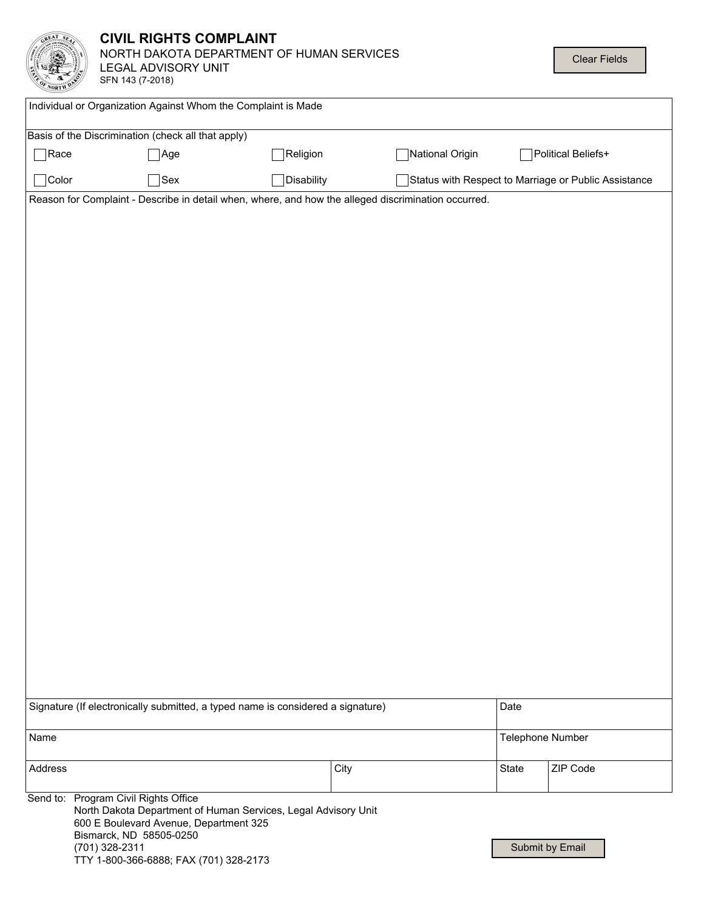# CIVIL RIGHTS COMPLAINT

NORTH DAKOTA DEPARTMENT OF HUMAN SERVICES
LEGAL ADVISORY UNIT
SFN 143 (7-2018)

Clear Fields

| Individual or Organization Against Whom the Complaint is Made |
| --- |
| |

Basis of the Discrimination (check all that apply)

- [ ] Race
- [ ] Age
- [ ] Religion
- [ ] National Origin
- [ ] Political Beliefs+
- [ ] Color
- [ ] Sex
- [ ] Disability
- [ ] Status with Respect to Marriage or Public Assistance

Reason for Complaint - Describe in detail when, where, and how the alleged discrimination occurred.

| Signature (If electronically submitted, a typed name is considered a signature) | | Date | |
| --- | --- | --- | --- |
| Name | | Telephone Number | |
| Address | City | State | ZIP Code |

Send to: Program Civil Rights Office
North Dakota Department of Human Services, Legal Advisory Unit
600 E Boulevard Avenue, Department 325
Bismarck, ND 58505-0250
(701) 328-2311
TTY 1-800-366-6888; FAX (701) 328-2173

Submit by Email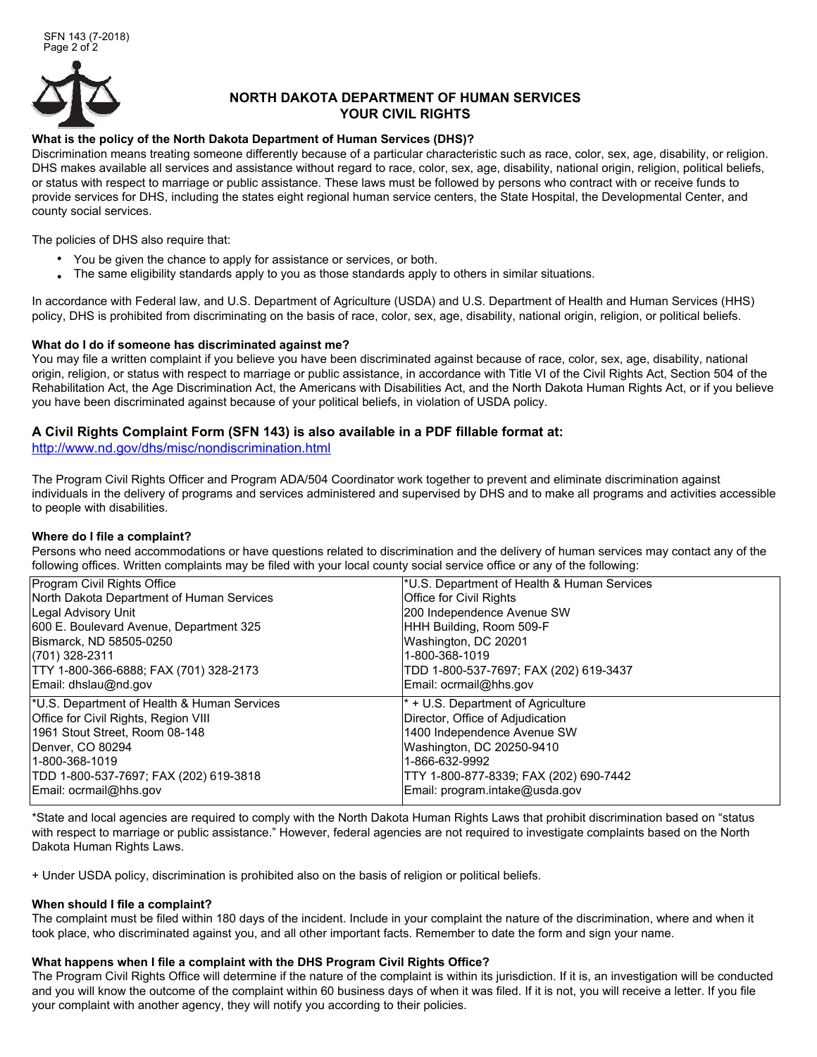# NORTH DAKOTA DEPARTMENT OF HUMAN SERVICES
# YOUR CIVIL RIGHTS

**What is the policy of the North Dakota Department of Human Services (DHS)?**

Discrimination means treating someone differently because of a particular characteristic such as race, color, sex, age, disability, or religion. DHS makes available all services and assistance without regard to race, color, sex, age, disability, national origin, religion, political beliefs, or status with respect to marriage or public assistance. These laws must be followed by persons who contract with or receive funds to provide services for DHS, including the states eight regional human service centers, the State Hospital, the Developmental Center, and county social services.

The policies of DHS also require that:

- You be given the chance to apply for assistance or services, or both.
- The same eligibility standards apply to you as those standards apply to others in similar situations.

In accordance with Federal law, and U.S. Department of Agriculture (USDA) and U.S. Department of Health and Human Services (HHS) policy, DHS is prohibited from discriminating on the basis of race, color, sex, age, disability, national origin, religion, or political beliefs.

**What do I do if someone has discriminated against me?**

You may file a written complaint if you believe you have been discriminated against because of race, color, sex, age, disability, national origin, religion, or status with respect to marriage or public assistance, in accordance with Title VI of the Civil Rights Act, Section 504 of the Rehabilitation Act, the Age Discrimination Act, the Americans with Disabilities Act, and the North Dakota Human Rights Act, or if you believe you have been discriminated against because of your political beliefs, in violation of USDA policy.

**A Civil Rights Complaint Form (SFN 143) is also available in a PDF fillable format at:**
http://www.nd.gov/dhs/misc/nondiscrimination.html

The Program Civil Rights Officer and Program ADA/504 Coordinator work together to prevent and eliminate discrimination against individuals in the delivery of programs and services administered and supervised by DHS and to make all programs and activities accessible to people with disabilities.

**Where do I file a complaint?**

Persons who need accommodations or have questions related to discrimination and the delivery of human services may contact any of the following offices. Written complaints may be filed with your local county social service office or any of the following:

| | |
|---|---|
| Program Civil Rights Office<br>North Dakota Department of Human Services<br>Legal Advisory Unit<br>600 E. Boulevard Avenue, Department 325<br>Bismarck, ND 58505-0250<br>(701) 328-2311<br>TTY 1-800-366-6888; FAX (701) 328-2173<br>Email: dhslau@nd.gov | *U.S. Department of Health & Human Services<br>Office for Civil Rights<br>200 Independence Avenue SW<br>HHH Building, Room 509-F<br>Washington, DC 20201<br>1-800-368-1019<br>TDD 1-800-537-7697; FAX (202) 619-3437<br>Email: ocrmail@hhs.gov |
| *U.S. Department of Health & Human Services<br>Office for Civil Rights, Region VIII<br>1961 Stout Street, Room 08-148<br>Denver, CO 80294<br>1-800-368-1019<br>TDD 1-800-537-7697; FAX (202) 619-3818<br>Email: ocrmail@hhs.gov | * + U.S. Department of Agriculture<br>Director, Office of Adjudication<br>1400 Independence Avenue SW<br>Washington, DC 20250-9410<br>1-866-632-9992<br>TTY 1-800-877-8339; FAX (202) 690-7442<br>Email: program.intake@usda.gov |

*State and local agencies are required to comply with the North Dakota Human Rights Laws that prohibit discrimination based on "status with respect to marriage or public assistance." However, federal agencies are not required to investigate complaints based on the North Dakota Human Rights Laws.

+ Under USDA policy, discrimination is prohibited also on the basis of religion or political beliefs.

**When should I file a complaint?**

The complaint must be filed within 180 days of the incident. Include in your complaint the nature of the discrimination, where and when it took place, who discriminated against you, and all other important facts. Remember to date the form and sign your name.

**What happens when I file a complaint with the DHS Program Civil Rights Office?**

The Program Civil Rights Office will determine if the nature of the complaint is within its jurisdiction. If it is, an investigation will be conducted and you will know the outcome of the complaint within 60 business days of when it was filed. If it is not, you will receive a letter. If you file your complaint with another agency, they will notify you according to their policies.